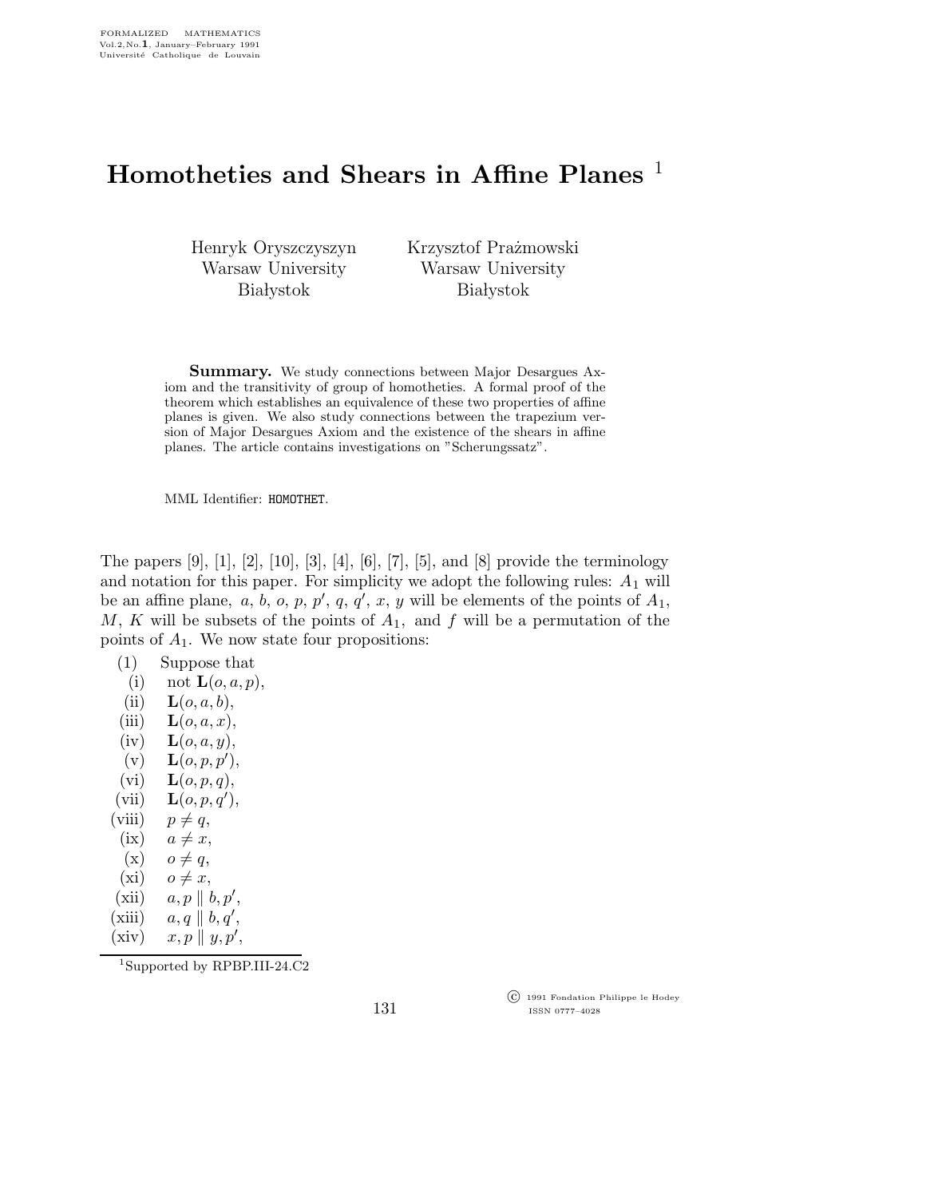FORMALIZED MATHEMATICS
Vol.2, No.1, January–February 1991
Université Catholique de Louvain

# Homotheties and Shears in Affine Planes [1]

Henryk Oryszczyszyn
Warsaw University
Białystok

Krzysztof Prażmowski
Warsaw University
Białystok

**Summary.** We study connections between Major Desargues Axiom and the transitivity of group of homotheties. A formal proof of the theorem which establishes an equivalence of these two properties of affine planes is given. We also study connections between the trapezium version of Major Desargues Axiom and the existence of the shears in affine planes. The article contains investigations on "Scherungssatz".

MML Identifier: HOMOTHET.

The papers [9], [1], [2], [10], [3], [4], [6], [7], [5], and [8] provide the terminology and notation for this paper. For simplicity we adopt the following rules: $A_1$ will be an affine plane, $a$, $b$, $o$, $p$, $p'$, $q$, $q'$, $x$, $y$ will be elements of the points of $A_1$, $M$, $K$ will be subsets of the points of $A_1$, and $f$ will be a permutation of the points of $A_1$. We now state four propositions:

(1) Suppose that
  (i) not $\mathbf{L}(o, a, p)$,
  (ii) $\mathbf{L}(o, a, b)$,
  (iii) $\mathbf{L}(o, a, x)$,
  (iv) $\mathbf{L}(o, a, y)$,
  (v) $\mathbf{L}(o, p, p')$,
  (vi) $\mathbf{L}(o, p, q)$,
  (vii) $\mathbf{L}(o, p, q')$,
  (viii) $p \neq q$,
  (ix) $a \neq x$,
  (x) $o \neq q$,
  (xi) $o \neq x$,
  (xii) $a, p \parallel b, p'$,
  (xiii) $a, q \parallel b, q'$,
  (xiv) $x, p \parallel y, p'$,

[1]Supported by RPBP.III-24.C2

© 1991 Fondation Philippe le Hodey
ISSN 0777–4028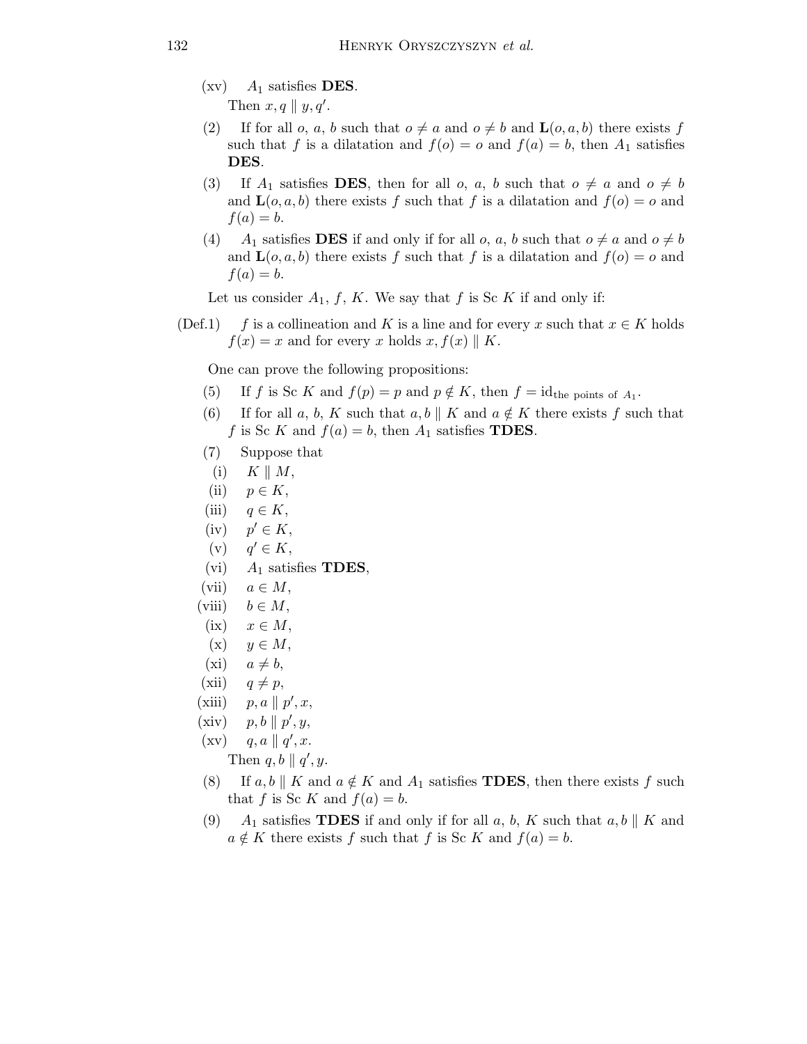(xv) $A_1$ satisfies **DES**.
Then $x, q \parallel y, q'$.

(2) If for all $o$, $a$, $b$ such that $o \neq a$ and $o \neq b$ and $\mathbf{L}(o, a, b)$ there exists $f$ such that $f$ is a dilatation and $f(o) = o$ and $f(a) = b$, then $A_1$ satisfies **DES**.

(3) If $A_1$ satisfies **DES**, then for all $o$, $a$, $b$ such that $o \neq a$ and $o \neq b$ and $\mathbf{L}(o, a, b)$ there exists $f$ such that $f$ is a dilatation and $f(o) = o$ and $f(a) = b$.

(4) $A_1$ satisfies **DES** if and only if for all $o$, $a$, $b$ such that $o \neq a$ and $o \neq b$ and $\mathbf{L}(o, a, b)$ there exists $f$ such that $f$ is a dilatation and $f(o) = o$ and $f(a) = b$.

Let us consider $A_1$, $f$, $K$. We say that $f$ is Sc $K$ if and only if:

(Def.1) $f$ is a collineation and $K$ is a line and for every $x$ such that $x \in K$ holds $f(x) = x$ and for every $x$ holds $x, f(x) \parallel K$.

One can prove the following propositions:

(5) If $f$ is Sc $K$ and $f(p) = p$ and $p \notin K$, then $f = \mathrm{id}_{\text{the points of } A_1}$.

(6) If for all $a$, $b$, $K$ such that $a, b \parallel K$ and $a \notin K$ there exists $f$ such that $f$ is Sc $K$ and $f(a) = b$, then $A_1$ satisfies **TDES**.

(7) Suppose that

(i) $K \parallel M$,

(ii) $p \in K$,

(iii) $q \in K$,

(iv) $p' \in K$,

(v) $q' \in K$,

(vi) $A_1$ satisfies **TDES**,

(vii) $a \in M$,

(viii) $b \in M$,

(ix) $x \in M$,

(x) $y \in M$,

(xi) $a \neq b$,

(xii) $q \neq p$,

(xiii) $p, a \parallel p', x$,

(xiv) $p, b \parallel p', y$,

(xv) $q, a \parallel q', x$.

Then $q, b \parallel q', y$.

(8) If $a, b \parallel K$ and $a \notin K$ and $A_1$ satisfies **TDES**, then there exists $f$ such that $f$ is Sc $K$ and $f(a) = b$.

(9) $A_1$ satisfies **TDES** if and only if for all $a$, $b$, $K$ such that $a, b \parallel K$ and $a \notin K$ there exists $f$ such that $f$ is Sc $K$ and $f(a) = b$.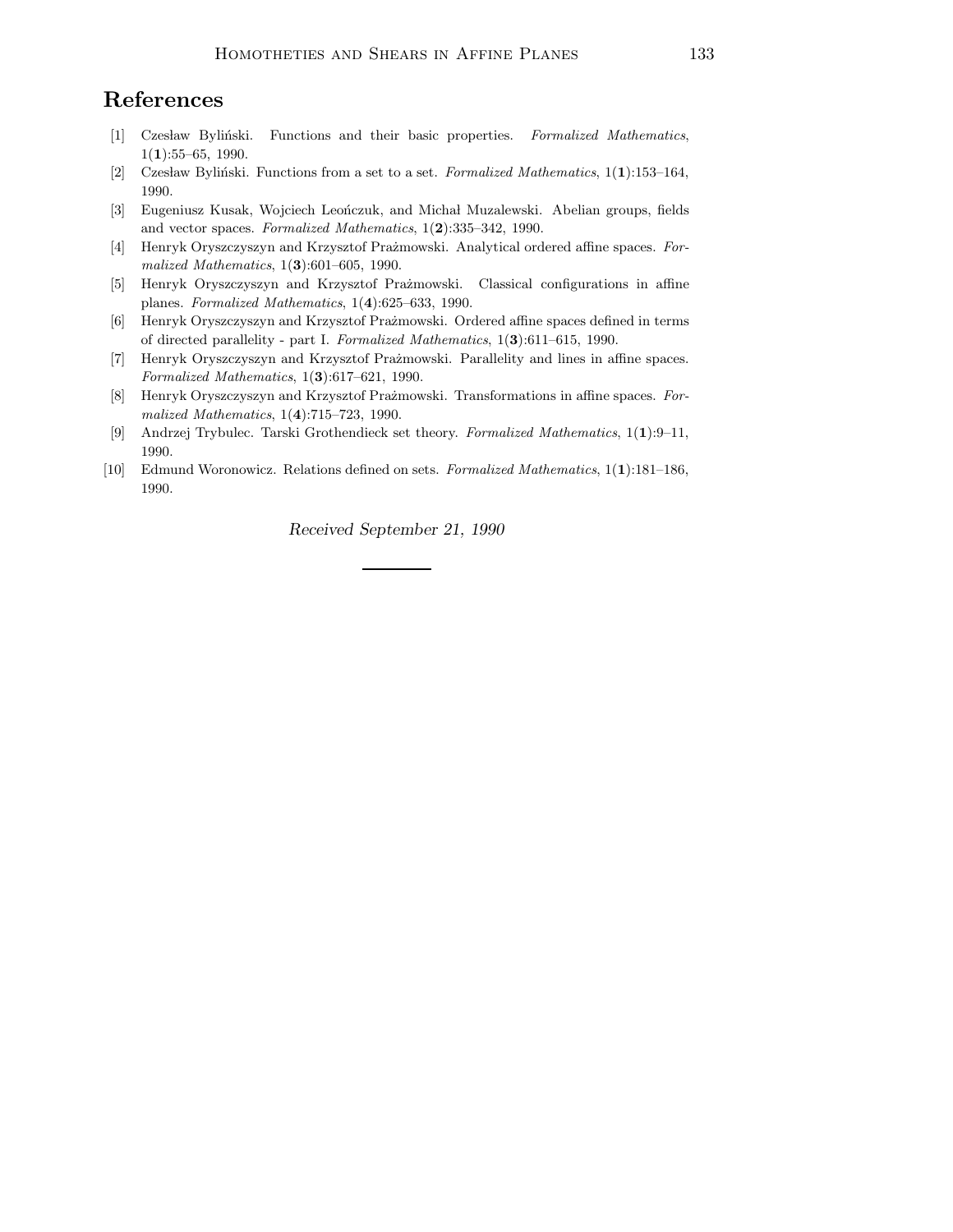## References

[1] Czesław Byliński. Functions and their basic properties. *Formalized Mathematics*, 1(**1**):55–65, 1990.

[2] Czesław Byliński. Functions from a set to a set. *Formalized Mathematics*, 1(**1**):153–164, 1990.

[3] Eugeniusz Kusak, Wojciech Leończuk, and Michał Muzalewski. Abelian groups, fields and vector spaces. *Formalized Mathematics*, 1(**2**):335–342, 1990.

[4] Henryk Oryszczyszyn and Krzysztof Prażmowski. Analytical ordered affine spaces. *Formalized Mathematics*, 1(**3**):601–605, 1990.

[5] Henryk Oryszczyszyn and Krzysztof Prażmowski. Classical configurations in affine planes. *Formalized Mathematics*, 1(**4**):625–633, 1990.

[6] Henryk Oryszczyszyn and Krzysztof Prażmowski. Ordered affine spaces defined in terms of directed parallelity - part I. *Formalized Mathematics*, 1(**3**):611–615, 1990.

[7] Henryk Oryszczyszyn and Krzysztof Prażmowski. Parallelity and lines in affine spaces. *Formalized Mathematics*, 1(**3**):617–621, 1990.

[8] Henryk Oryszczyszyn and Krzysztof Prażmowski. Transformations in affine spaces. *Formalized Mathematics*, 1(**4**):715–723, 1990.

[9] Andrzej Trybulec. Tarski Grothendieck set theory. *Formalized Mathematics*, 1(**1**):9–11, 1990.

[10] Edmund Woronowicz. Relations defined on sets. *Formalized Mathematics*, 1(**1**):181–186, 1990.

*Received September 21, 1990*